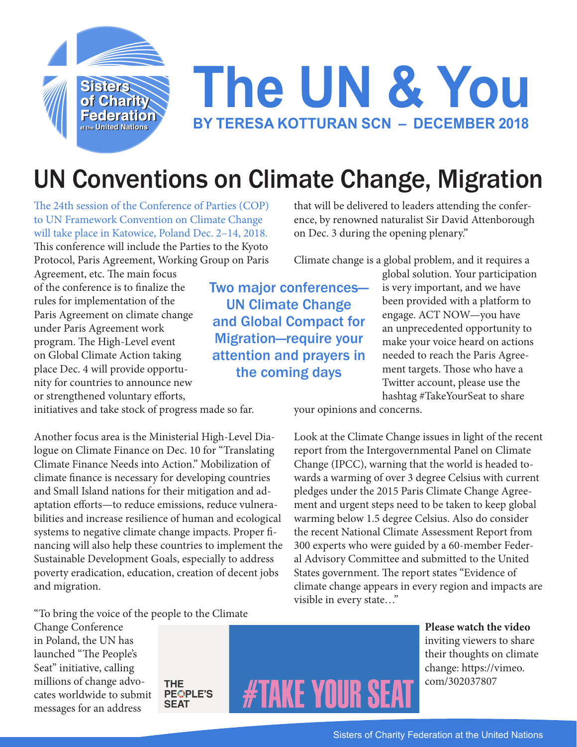# The UN & You

**BY TERESA KOTTURAN SCN – DECEMBER 2018**

## UN Conventions on Climate Change, Migration

The 24th session of the Conference of Parties (COP) to UN Framework Convention on Climate Change will take place in Katowice, Poland Dec. 2–14, 2018. This conference will include the Parties to the Kyoto Protocol, Paris Agreement, Working Group on Paris Agreement, etc. The main focus of the conference is to finalize the rules for implementation of the Paris Agreement on climate change under Paris Agreement work program. The High-Level event on Global Climate Action taking place Dec. 4 will provide opportunity for countries to announce new or strengthened voluntary efforts, initiatives and take stock of progress made so far.

**Two major conferences—UN Climate Change and Global Compact for Migration—require your attention and prayers in the coming days**

Another focus area is the Ministerial High-Level Dialogue on Climate Finance on Dec. 10 for "Translating Climate Finance Needs into Action." Mobilization of climate finance is necessary for developing countries and Small Island nations for their mitigation and adaptation efforts—to reduce emissions, reduce vulnerabilities and increase resilience of human and ecological systems to negative climate change impacts. Proper financing will also help these countries to implement the Sustainable Development Goals, especially to address poverty eradication, education, creation of decent jobs and migration.

"To bring the voice of the people to the Climate Change Conference in Poland, the UN has launched "The People's Seat" initiative, calling millions of change advocates worldwide to submit messages for an address that will be delivered to leaders attending the conference, by renowned naturalist Sir David Attenborough on Dec. 3 during the opening plenary."

Climate change is a global problem, and it requires a global solution. Your participation is very important, and we have been provided with a platform to engage. ACT NOW—you have an unprecedented opportunity to make your voice heard on actions needed to reach the Paris Agreement targets. Those who have a Twitter account, please use the hashtag #TakeYourSeat to share your opinions and concerns.

Look at the Climate Change issues in light of the recent report from the Intergovernmental Panel on Climate Change (IPCC), warning that the world is headed towards a warming of over 3 degree Celsius with current pledges under the 2015 Paris Climate Change Agreement and urgent steps need to be taken to keep global warming below 1.5 degree Celsius. Also do consider the recent National Climate Assessment Report from 300 experts who were guided by a 60-member Federal Advisory Committee and submitted to the United States government. The report states "Evidence of climate change appears in every region and impacts are visible in every state…"

THE PEOPLE'S SEAT #TAKE YOUR SEAT

**Please watch the video** inviting viewers to share their thoughts on climate change: https://vimeo.com/302037807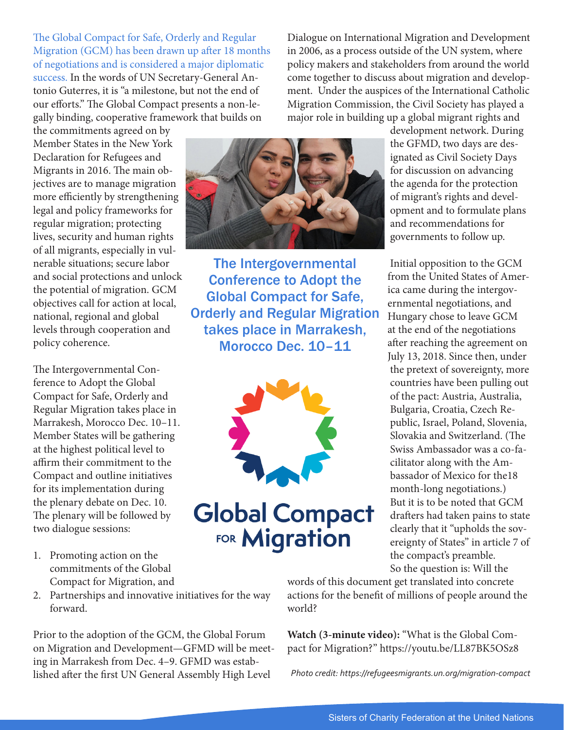The Global Compact for Safe, Orderly and Regular Migration (GCM) has been drawn up after 18 months of negotiations and is considered a major diplomatic success. In the words of UN Secretary-General Antonio Guterres, it is "a milestone, but not the end of our efforts." The Global Compact presents a non-legally binding, cooperative framework that builds on the commitments agreed on by Member States in the New York Declaration for Refugees and Migrants in 2016. The main objectives are to manage migration more efficiently by strengthening legal and policy frameworks for regular migration; protecting lives, security and human rights of all migrants, especially in vulnerable situations; secure labor and social protections and unlock the potential of migration. GCM objectives call for action at local, national, regional and global levels through cooperation and policy coherence.

The Intergovernmental Conference to Adopt the Global Compact for Safe, Orderly and Regular Migration takes place in Marrakesh, Morocco Dec. 10–11. Member States will be gathering at the highest political level to affirm their commitment to the Compact and outline initiatives for its implementation during the plenary debate on Dec. 10. The plenary will be followed by two dialogue sessions:

1. Promoting action on the commitments of the Global Compact for Migration, and
2. Partnerships and innovative initiatives for the way forward.

Prior to the adoption of the GCM, the Global Forum on Migration and Development—GFMD will be meeting in Marrakesh from Dec. 4–9. GFMD was established after the first UN General Assembly High Level Dialogue on International Migration and Development in 2006, as a process outside of the UN system, where policy makers and stakeholders from around the world come together to discuss about migration and development. Under the auspices of the International Catholic Migration Commission, the Civil Society has played a major role in building up a global migrant rights and development network. During the GFMD, two days are designated as Civil Society Days for discussion on advancing the agenda for the protection of migrant's rights and development and to formulate plans and recommendations for governments to follow up.

**The Intergovernmental Conference to Adopt the Global Compact for Safe, Orderly and Regular Migration takes place in Marrakesh, Morocco Dec. 10–11**

Global Compact FOR Migration

Initial opposition to the GCM from the United States of America came during the intergovernmental negotiations, and Hungary chose to leave GCM at the end of the negotiations after reaching the agreement on July 13, 2018. Since then, under the pretext of sovereignty, more countries have been pulling out of the pact: Austria, Australia, Bulgaria, Croatia, Czech Republic, Israel, Poland, Slovenia, Slovakia and Switzerland. (The Swiss Ambassador was a co-facilitator along with the Ambassador of Mexico for the18 month-long negotiations.) But it is to be noted that GCM drafters had taken pains to state clearly that it "upholds the sovereignty of States" in article 7 of the compact's preamble.

So the question is: Will the words of this document get translated into concrete actions for the benefit of millions of people around the world?

**Watch (3-minute video):** "What is the Global Compact for Migration?" https://youtu.be/LL87BK5OSz8

*Photo credit: https://refugeesmigrants.un.org/migration-compact*